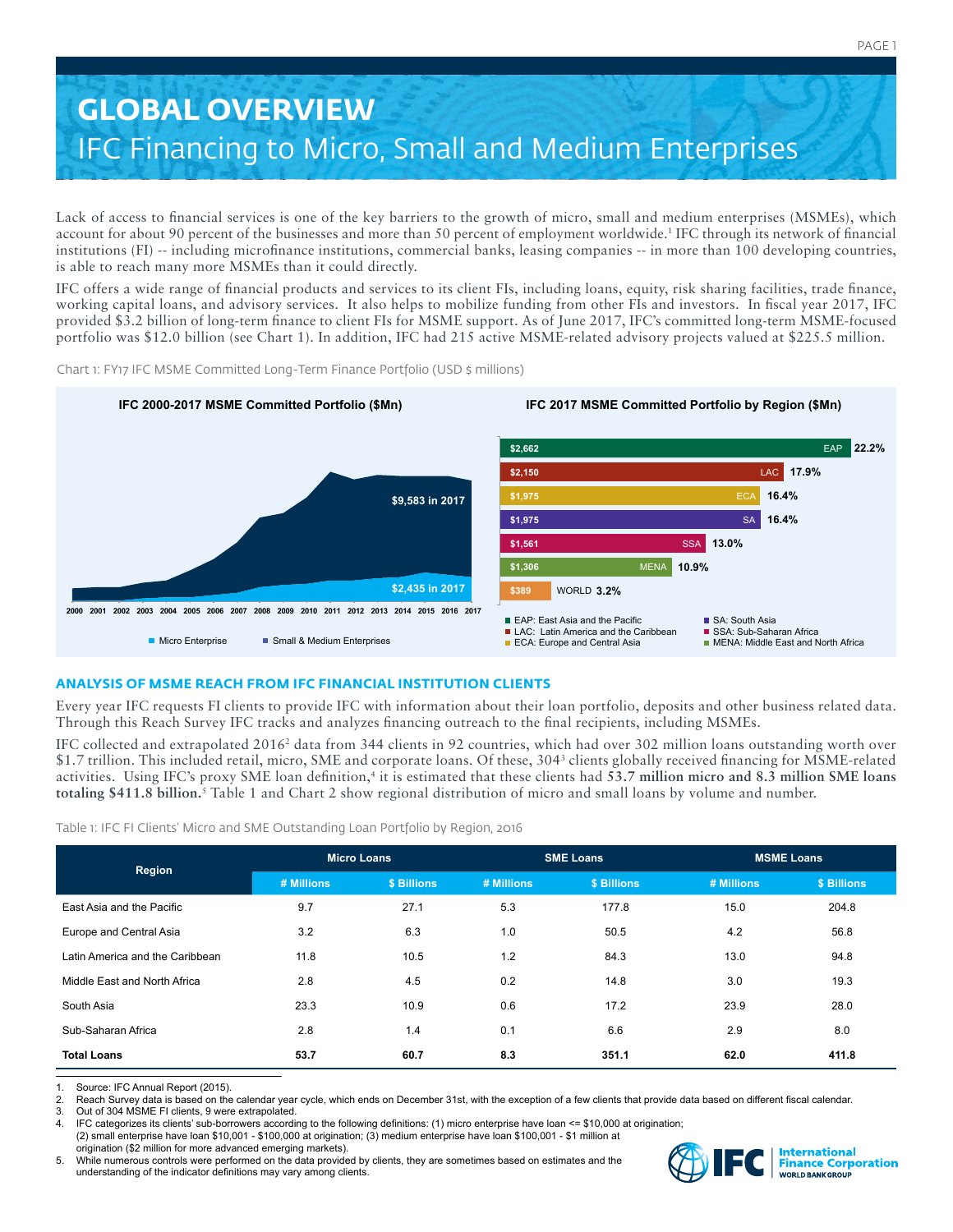# GLOBAL OVERVIEW

## IFC Financing to Micro, Small and Medium Enterprises

Lack of access to financial services is one of the key barriers to the growth of micro, small and medium enterprises (MSMEs), which account for about 90 percent of the businesses and more than 50 percent of employment worldwide.[1] IFC through its network of financial institutions (FI) -- including microfinance institutions, commercial banks, leasing companies -- in more than 100 developing countries, is able to reach many more MSMEs than it could directly.

IFC offers a wide range of financial products and services to its client FIs, including loans, equity, risk sharing facilities, trade finance, working capital loans, and advisory services. It also helps to mobilize funding from other FIs and investors. In fiscal year 2017, IFC provided $3.2 billion of long-term finance to client FIs for MSME support. As of June 2017, IFC's committed long-term MSME-focused portfolio was $12.0 billion (see Chart 1). In addition, IFC had 215 active MSME-related advisory projects valued at $225.5 million.

Chart 1: FY17 IFC MSME Committed Long-Term Finance Portfolio (USD $ millions)

**IFC 2000-2017 MSME Committed Portfolio ($Mn)**

- Small & Medium Enterprises: $9,583 in 2017
- Micro Enterprise: $2,435 in 2017

**IFC 2017 MSME Committed Portfolio by Region ($Mn)**

| Region | $Mn | Share |
|---|---|---|
| EAP | $2,662 | 22.2% |
| LAC | $2,150 | 17.9% |
| ECA | $1,975 | 16.4% |
| SA | $1,975 | 16.4% |
| SSA | $1,561 | 13.0% |
| MENA | $1,306 | 10.9% |
| WORLD | $389 | 3.2% |

EAP: East Asia and the Pacific; LAC: Latin America and the Caribbean; ECA: Europe and Central Asia; SA: South Asia; SSA: Sub-Saharan Africa; MENA: Middle East and North Africa

### ANALYSIS OF MSME REACH FROM IFC FINANCIAL INSTITUTION CLIENTS

Every year IFC requests FI clients to provide IFC with information about their loan portfolio, deposits and other business related data. Through this Reach Survey IFC tracks and analyzes financing outreach to the final recipients, including MSMEs.

IFC collected and extrapolated 2016[2] data from 344 clients in 92 countries, which had over 302 million loans outstanding worth over $1.7 trillion. This included retail, micro, SME and corporate loans. Of these, 304[3] clients globally received financing for MSME-related activities. Using IFC's proxy SME loan definition,[4] it is estimated that these clients had **53.7 million micro and 8.3 million SME loans totaling $411.8 billion.**[5] Table 1 and Chart 2 show regional distribution of micro and small loans by volume and number.

Table 1: IFC FI Clients' Micro and SME Outstanding Loan Portfolio by Region, 2016

| Region | Micro Loans | | SME Loans | | MSME Loans | |
|---|---|---|---|---|---|---|
| | # Millions | $ Billions | # Millions | $ Billions | # Millions | $ Billions |
| East Asia and the Pacific | 9.7 | 27.1 | 5.3 | 177.8 | 15.0 | 204.8 |
| Europe and Central Asia | 3.2 | 6.3 | 1.0 | 50.5 | 4.2 | 56.8 |
| Latin America and the Caribbean | 11.8 | 10.5 | 1.2 | 84.3 | 13.0 | 94.8 |
| Middle East and North Africa | 2.8 | 4.5 | 0.2 | 14.8 | 3.0 | 19.3 |
| South Asia | 23.3 | 10.9 | 0.6 | 17.2 | 23.9 | 28.0 |
| Sub-Saharan Africa | 2.8 | 1.4 | 0.1 | 6.6 | 2.9 | 8.0 |
| **Total Loans** | **53.7** | **60.7** | **8.3** | **351.1** | **62.0** | **411.8** |

1. Source: IFC Annual Report (2015).
2. Reach Survey data is based on the calendar year cycle, which ends on December 31st, with the exception of a few clients that provide data based on different fiscal calendar.
3. Out of 304 MSME FI clients, 9 were extrapolated.
4. IFC categorizes its clients' sub-borrowers according to the following definitions: (1) micro enterprise have loan <= $10,000 at origination; (2) small enterprise have loan $10,001 - $100,000 at origination; (3) medium enterprise have loan $100,001 - $1 million at origination ($2 million for more advanced emerging markets).
5. While numerous controls were performed on the data provided by clients, they are sometimes based on estimates and the understanding of the indicator definitions may vary among clients.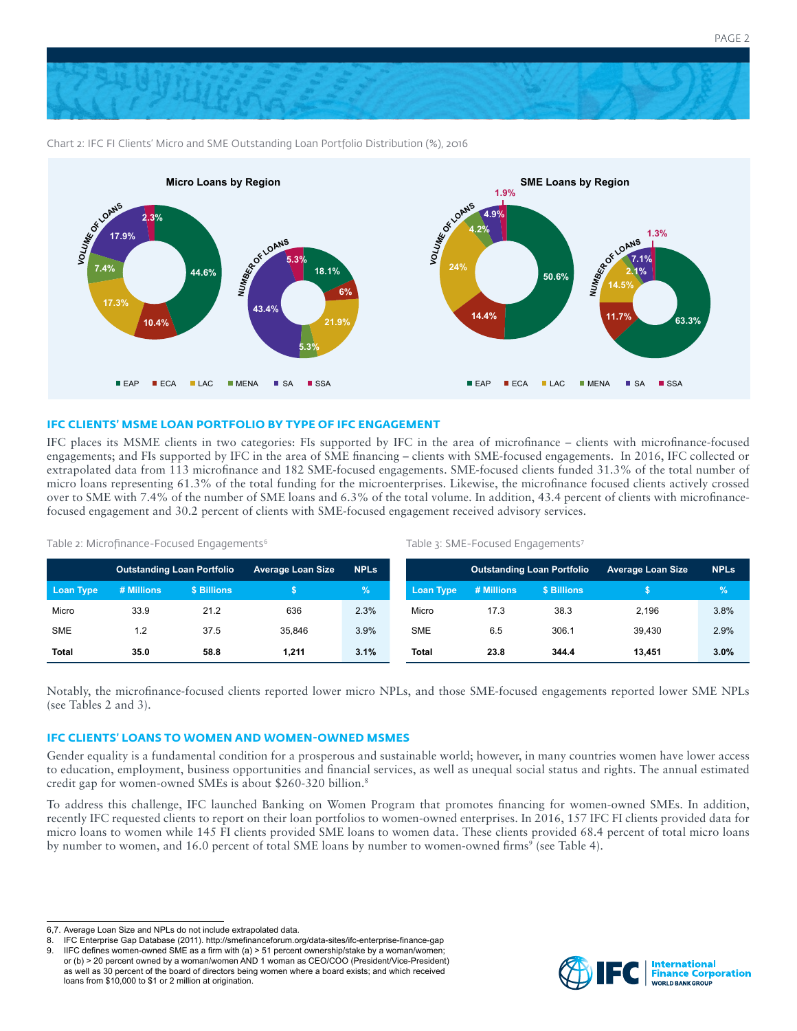Chart 2: IFC FI Clients' Micro and SME Outstanding Loan Portfolio Distribution (%), 2016

**Micro Loans by Region**

VOLUME OF LOANS: EAP 44.6%, ECA 10.4%, LAC 17.3%, MENA 7.4%, SA 17.9%, SSA 2.3%

NUMBER OF LOANS: EAP 18.1%, ECA 6%, LAC 21.9%, MENA 5.3%, SA 43.4%, SSA 5.3%

**SME Loans by Region**

VOLUME OF LOANS: EAP 50.6%, ECA 14.4%, LAC 24%, MENA 4.2%, SA 4.9%, SSA 1.9%

NUMBER OF LOANS: EAP 63.3%, ECA 11.7%, LAC 14.5%, MENA 2.1%, SA 7.1%, SSA 1.3%

■ EAP ■ ECA ■ LAC ■ MENA ■ SA ■ SSA

## IFC CLIENTS' MSME LOAN PORTFOLIO BY TYPE OF IFC ENGAGEMENT

IFC places its MSME clients in two categories: FIs supported by IFC in the area of microfinance – clients with microfinance-focused engagements; and FIs supported by IFC in the area of SME financing – clients with SME-focused engagements. In 2016, IFC collected or extrapolated data from 113 microfinance and 182 SME-focused engagements. SME-focused clients funded 31.3% of the total number of micro loans representing 61.3% of the total funding for the microenterprises. Likewise, the microfinance focused clients actively crossed over to SME with 7.4% of the number of SME loans and 6.3% of the total volume. In addition, 43.4 percent of clients with microfinance-focused engagement and 30.2 percent of clients with SME-focused engagement received advisory services.

Table 2: Microfinance-Focused Engagements[6]

| | Outstanding Loan Portfolio | | Average Loan Size | NPLs |
|---|---|---|---|---|
| **Loan Type** | **# Millions** | **$ Billions** | **$** | **%** |
| Micro | 33.9 | 21.2 | 636 | 2.3% |
| SME | 1.2 | 37.5 | 35,846 | 3.9% |
| **Total** | **35.0** | **58.8** | **1,211** | **3.1%** |

Table 3: SME-Focused Engagements[7]

| | Outstanding Loan Portfolio | | Average Loan Size | NPLs |
|---|---|---|---|---|
| **Loan Type** | **# Millions** | **$ Billions** | **$** | **%** |
| Micro | 17.3 | 38.3 | 2,196 | 3.8% |
| SME | 6.5 | 306.1 | 39,430 | 2.9% |
| **Total** | **23.8** | **344.4** | **13,451** | **3.0%** |

Notably, the microfinance-focused clients reported lower micro NPLs, and those SME-focused engagements reported lower SME NPLs (see Tables 2 and 3).

## IFC CLIENTS' LOANS TO WOMEN AND WOMEN-OWNED MSMES

Gender equality is a fundamental condition for a prosperous and sustainable world; however, in many countries women have lower access to education, employment, business opportunities and financial services, as well as unequal social status and rights. The annual estimated credit gap for women-owned SMEs is about $260-320 billion.[8]

To address this challenge, IFC launched Banking on Women Program that promotes financing for women-owned SMEs. In addition, recently IFC requested clients to report on their loan portfolios to women-owned enterprises. In 2016, 157 IFC FI clients provided data for micro loans to women while 145 FI clients provided SME loans to women data. These clients provided 68.4 percent of total micro loans by number to women, and 16.0 percent of total SME loans by number to women-owned firms[9] (see Table 4).

---

6,7. Average Loan Size and NPLs do not include extrapolated data.
8. IFC Enterprise Gap Database (2011). http://smefinanceforum.org/data-sites/ifc-enterprise-finance-gap
9. IIFC defines women-owned SME as a firm with (a) > 51 percent ownership/stake by a woman/women; or (b) > 20 percent owned by a woman/women AND 1 woman as CEO/COO (President/Vice-President) as well as 30 percent of the board of directors being women where a board exists; and which received loans from $10,000 to $1 or 2 million at origination.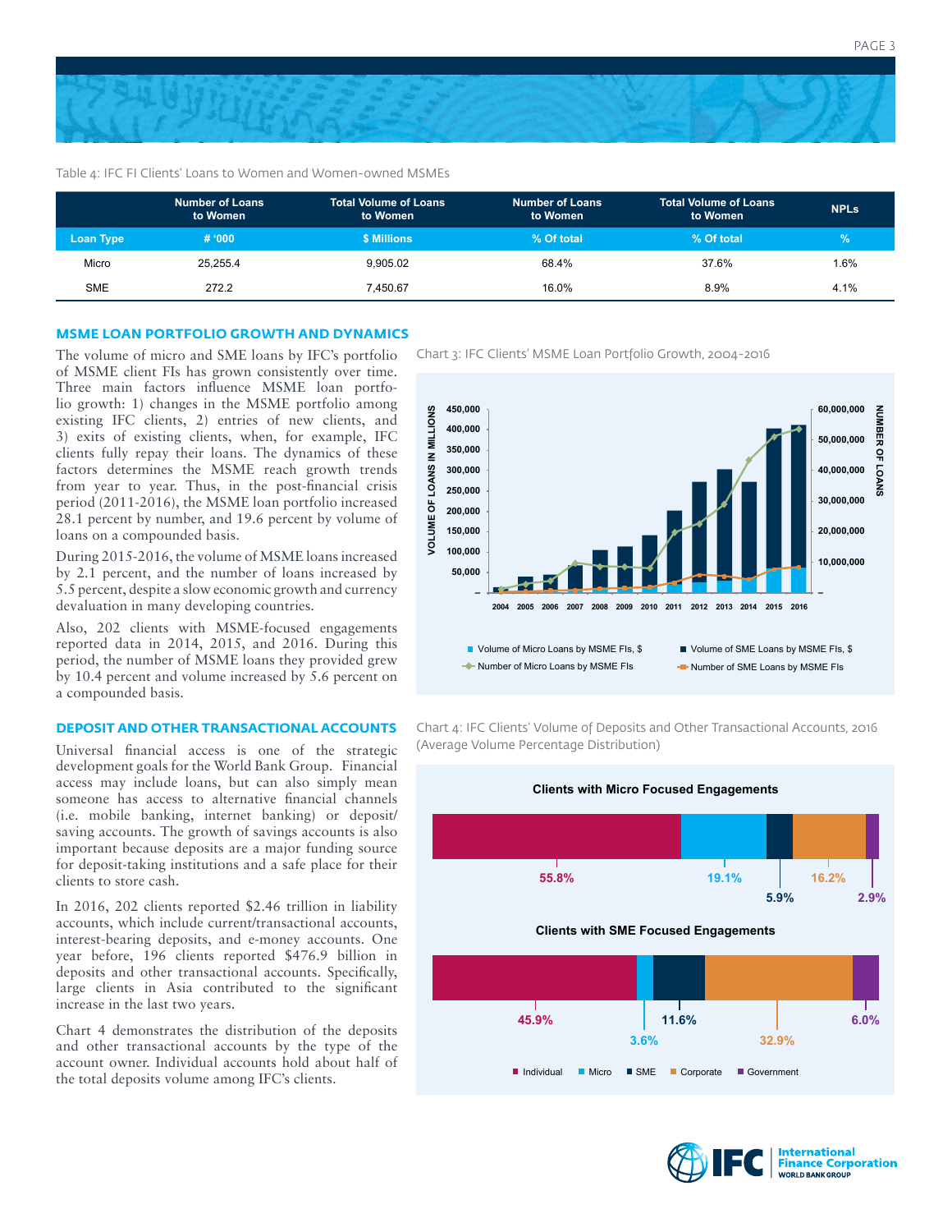Table 4: IFC FI Clients' Loans to Women and Women-owned MSMEs

| Loan Type | Number of Loans to Women | Total Volume of Loans to Women | Number of Loans to Women | Total Volume of Loans to Women | NPLs |
|---|---|---|---|---|---|
| | # '000 | $ Millions | % Of total | % Of total | % |
| Micro | 25,255.4 | 9,905.02 | 68.4% | 37.6% | 1.6% |
| SME | 272.2 | 7,450.67 | 16.0% | 8.9% | 4.1% |

## MSME LOAN PORTFOLIO GROWTH AND DYNAMICS

The volume of micro and SME loans by IFC's portfolio of MSME client FIs has grown consistently over time. Three main factors influence MSME loan portfolio growth: 1) changes in the MSME portfolio among existing IFC clients, 2) entries of new clients, and 3) exits of existing clients, when, for example, IFC clients fully repay their loans. The dynamics of these factors determines the MSME reach growth trends from year to year. Thus, in the post-financial crisis period (2011-2016), the MSME loan portfolio increased 28.1 percent by number, and 19.6 percent by volume of loans on a compounded basis.

During 2015-2016, the volume of MSME loans increased by 2.1 percent, and the number of loans increased by 5.5 percent, despite a slow economic growth and currency devaluation in many developing countries.

Also, 202 clients with MSME-focused engagements reported data in 2014, 2015, and 2016. During this period, the number of MSME loans they provided grew by 10.4 percent and volume increased by 5.6 percent on a compounded basis.

Chart 3: IFC Clients' MSME Loan Portfolio Growth, 2004-2016

## DEPOSIT AND OTHER TRANSACTIONAL ACCOUNTS

Universal financial access is one of the strategic development goals for the World Bank Group. Financial access may include loans, but can also simply mean someone has access to alternative financial channels (i.e. mobile banking, internet banking) or deposit/saving accounts. The growth of savings accounts is also important because deposits are a major funding source for deposit-taking institutions and a safe place for their clients to store cash.

In 2016, 202 clients reported $2.46 trillion in liability accounts, which include current/transactional accounts, interest-bearing deposits, and e-money accounts. One year before, 196 clients reported $476.9 billion in deposits and other transactional accounts. Specifically, large clients in Asia contributed to the significant increase in the last two years.

Chart 4 demonstrates the distribution of the deposits and other transactional accounts by the type of the account owner. Individual accounts hold about half of the total deposits volume among IFC's clients.

Chart 4: IFC Clients' Volume of Deposits and Other Transactional Accounts, 2016 (Average Volume Percentage Distribution)

**Clients with Micro Focused Engagements**

| Individual | Micro | SME | Corporate | Government |
|---|---|---|---|---|
| 55.8% | 19.1% | 5.9% | 16.2% | 2.9% |

**Clients with SME Focused Engagements**

| Individual | Micro | SME | Corporate | Government |
|---|---|---|---|---|
| 45.9% | 3.6% | 11.6% | 32.9% | 6.0% |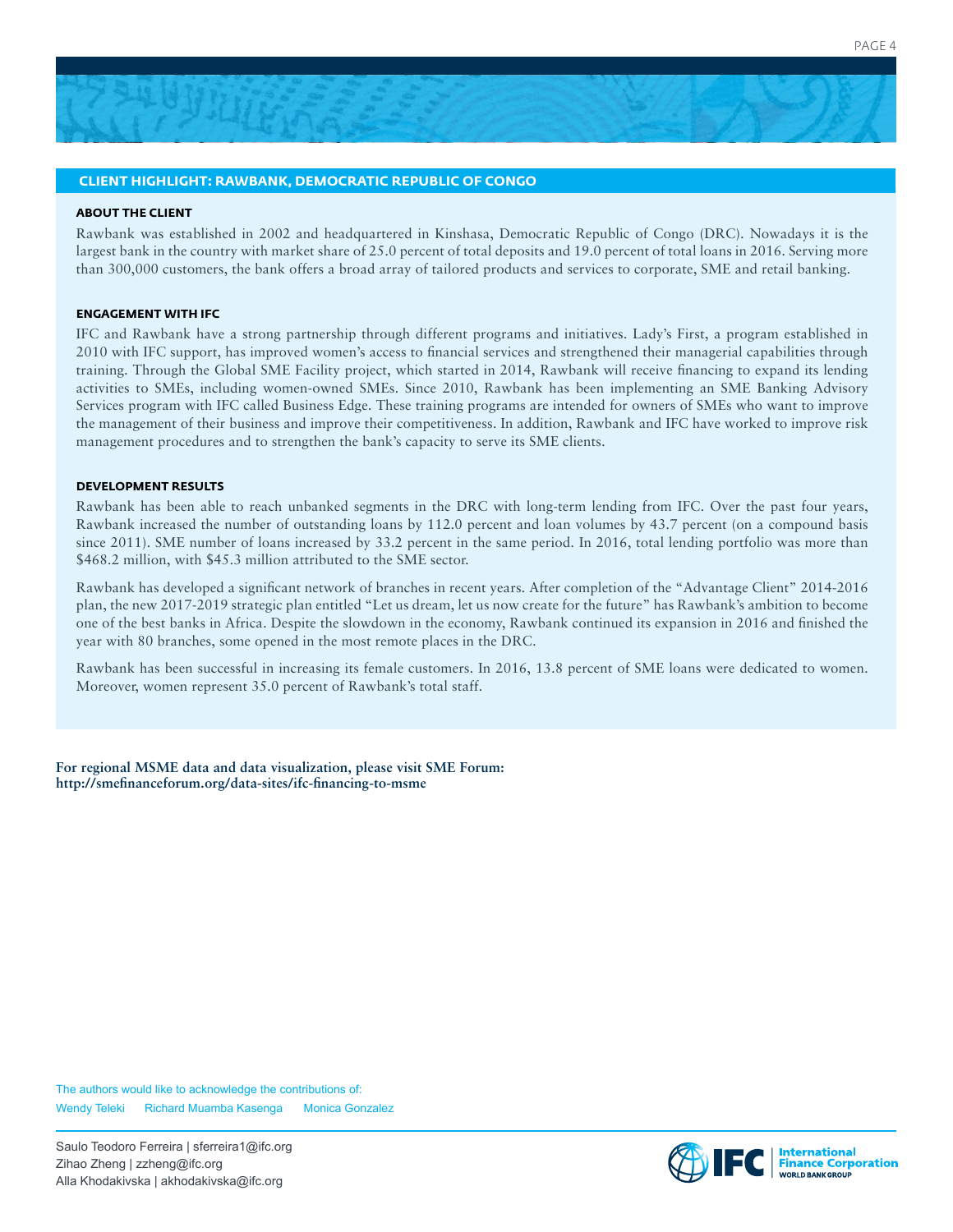## CLIENT HIGHLIGHT: RAWBANK, DEMOCRATIC REPUBLIC OF CONGO

### ABOUT THE CLIENT

Rawbank was established in 2002 and headquartered in Kinshasa, Democratic Republic of Congo (DRC). Nowadays it is the largest bank in the country with market share of 25.0 percent of total deposits and 19.0 percent of total loans in 2016. Serving more than 300,000 customers, the bank offers a broad array of tailored products and services to corporate, SME and retail banking.

### ENGAGEMENT WITH IFC

IFC and Rawbank have a strong partnership through different programs and initiatives. Lady's First, a program established in 2010 with IFC support, has improved women's access to financial services and strengthened their managerial capabilities through training. Through the Global SME Facility project, which started in 2014, Rawbank will receive financing to expand its lending activities to SMEs, including women-owned SMEs. Since 2010, Rawbank has been implementing an SME Banking Advisory Services program with IFC called Business Edge. These training programs are intended for owners of SMEs who want to improve the management of their business and improve their competitiveness. In addition, Rawbank and IFC have worked to improve risk management procedures and to strengthen the bank's capacity to serve its SME clients.

### DEVELOPMENT RESULTS

Rawbank has been able to reach unbanked segments in the DRC with long-term lending from IFC. Over the past four years, Rawbank increased the number of outstanding loans by 112.0 percent and loan volumes by 43.7 percent (on a compound basis since 2011). SME number of loans increased by 33.2 percent in the same period. In 2016, total lending portfolio was more than $468.2 million, with $45.3 million attributed to the SME sector.

Rawbank has developed a significant network of branches in recent years. After completion of the "Advantage Client" 2014-2016 plan, the new 2017-2019 strategic plan entitled "Let us dream, let us now create for the future" has Rawbank's ambition to become one of the best banks in Africa. Despite the slowdown in the economy, Rawbank continued its expansion in 2016 and finished the year with 80 branches, some opened in the most remote places in the DRC.

Rawbank has been successful in increasing its female customers. In 2016, 13.8 percent of SME loans were dedicated to women. Moreover, women represent 35.0 percent of Rawbank's total staff.

**For regional MSME data and data visualization, please visit SME Forum:**
**http://smefinanceforum.org/data-sites/ifc-financing-to-msme**

The authors would like to acknowledge the contributions of:
Wendy Teleki Richard Muamba Kasenga Monica Gonzalez

Saulo Teodoro Ferreira | sferreira1@ifc.org
Zihao Zheng | zzheng@ifc.org
Alla Khodakivska | akhodakivska@ifc.org

IFC International Finance Corporation
WORLD BANK GROUP